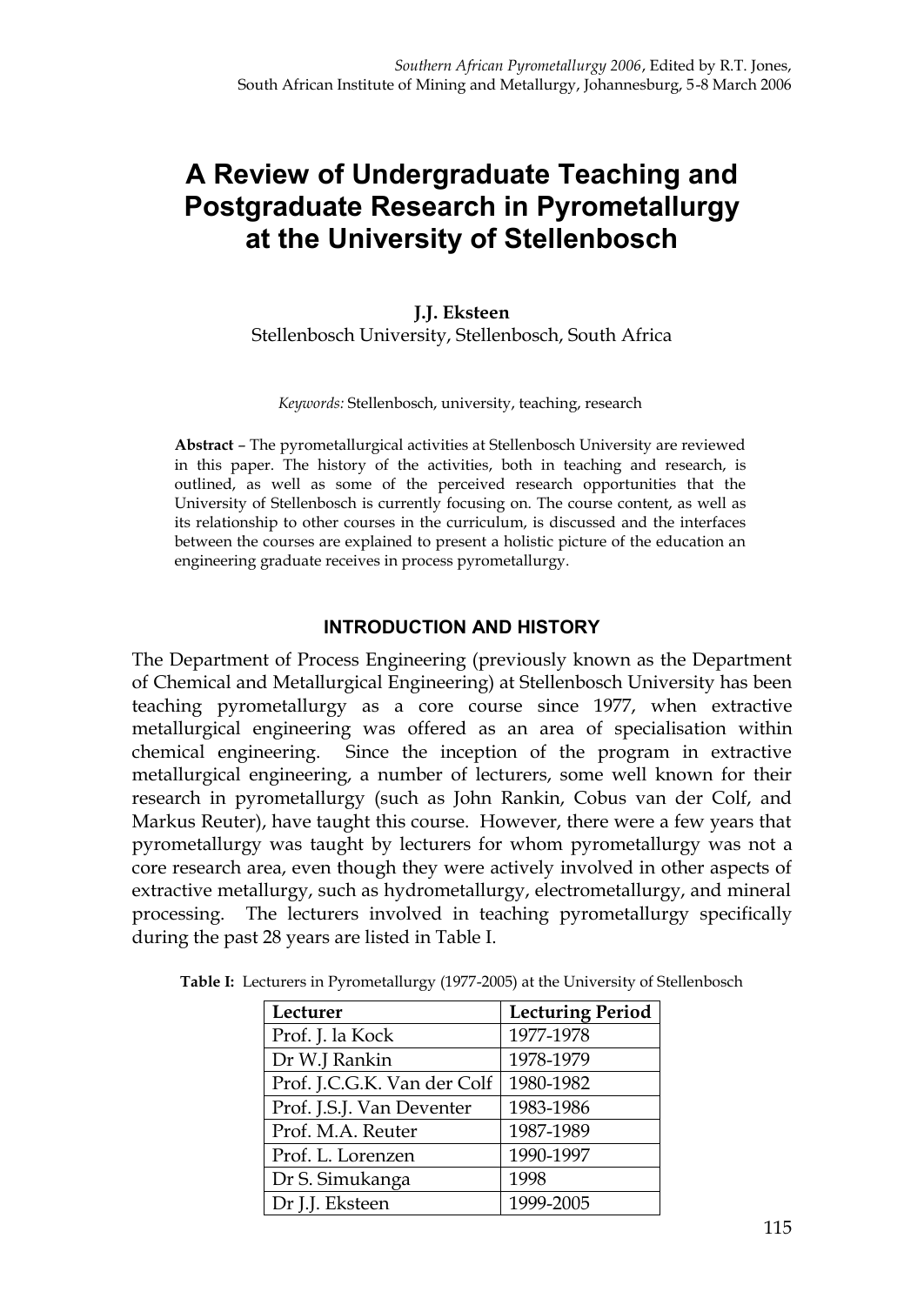# A Review of Undergraduate Teaching and Postgraduate Research in Pyrometallurgy at the University of Stellenbosch

**J.J. Eksteen**
Stellenbosch University, Stellenbosch, South Africa

*Keywords:* Stellenbosch, university, teaching, research

**Abstract** – The pyrometallurgical activities at Stellenbosch University are reviewed in this paper. The history of the activities, both in teaching and research, is outlined, as well as some of the perceived research opportunities that the University of Stellenbosch is currently focusing on. The course content, as well as its relationship to other courses in the curriculum, is discussed and the interfaces between the courses are explained to present a holistic picture of the education an engineering graduate receives in process pyrometallurgy.

## INTRODUCTION AND HISTORY

The Department of Process Engineering (previously known as the Department of Chemical and Metallurgical Engineering) at Stellenbosch University has been teaching pyrometallurgy as a core course since 1977, when extractive metallurgical engineering was offered as an area of specialisation within chemical engineering. Since the inception of the program in extractive metallurgical engineering, a number of lecturers, some well known for their research in pyrometallurgy (such as John Rankin, Cobus van der Colf, and Markus Reuter), have taught this course. However, there were a few years that pyrometallurgy was taught by lecturers for whom pyrometallurgy was not a core research area, even though they were actively involved in other aspects of extractive metallurgy, such as hydrometallurgy, electrometallurgy, and mineral processing. The lecturers involved in teaching pyrometallurgy specifically during the past 28 years are listed in Table I.

**Table I:** Lecturers in Pyrometallurgy (1977-2005) at the University of Stellenbosch

| Lecturer | Lecturing Period |
|---|---|
| Prof. J. la Kock | 1977-1978 |
| Dr W.J Rankin | 1978-1979 |
| Prof. J.C.G.K. Van der Colf | 1980-1982 |
| Prof. J.S.J. Van Deventer | 1983-1986 |
| Prof. M.A. Reuter | 1987-1989 |
| Prof. L. Lorenzen | 1990-1997 |
| Dr S. Simukanga | 1998 |
| Dr J.J. Eksteen | 1999-2005 |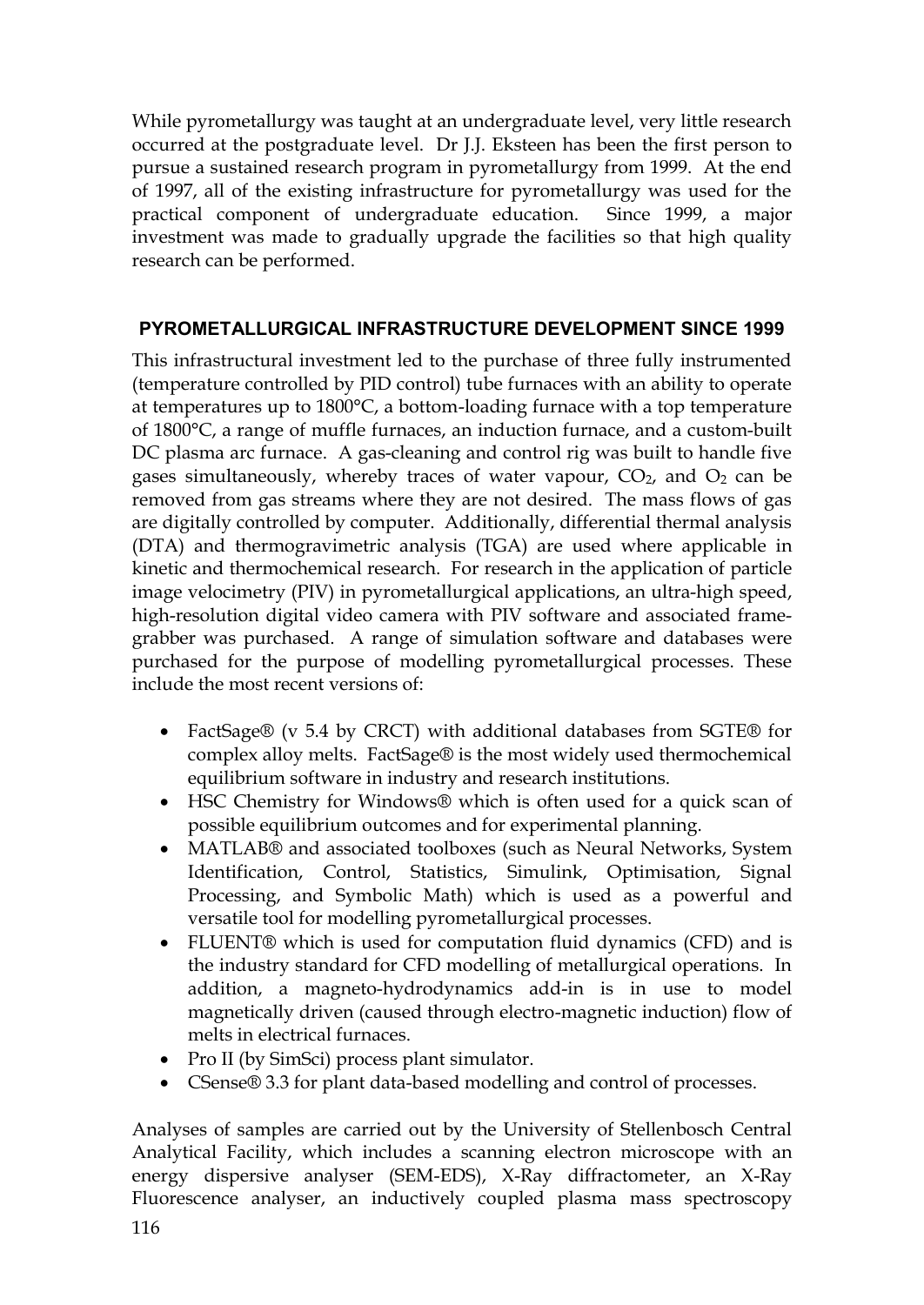While pyrometallurgy was taught at an undergraduate level, very little research occurred at the postgraduate level. Dr J.J. Eksteen has been the first person to pursue a sustained research program in pyrometallurgy from 1999. At the end of 1997, all of the existing infrastructure for pyrometallurgy was used for the practical component of undergraduate education. Since 1999, a major investment was made to gradually upgrade the facilities so that high quality research can be performed.

## PYROMETALLURGICAL INFRASTRUCTURE DEVELOPMENT SINCE 1999

This infrastructural investment led to the purchase of three fully instrumented (temperature controlled by PID control) tube furnaces with an ability to operate at temperatures up to 1800°C, a bottom-loading furnace with a top temperature of 1800°C, a range of muffle furnaces, an induction furnace, and a custom-built DC plasma arc furnace. A gas-cleaning and control rig was built to handle five gases simultaneously, whereby traces of water vapour, $CO_2$, and $O_2$ can be removed from gas streams where they are not desired. The mass flows of gas are digitally controlled by computer. Additionally, differential thermal analysis (DTA) and thermogravimetric analysis (TGA) are used where applicable in kinetic and thermochemical research. For research in the application of particle image velocimetry (PIV) in pyrometallurgical applications, an ultra-high speed, high-resolution digital video camera with PIV software and associated frame-grabber was purchased. A range of simulation software and databases were purchased for the purpose of modelling pyrometallurgical processes. These include the most recent versions of:

- FactSage® (v 5.4 by CRCT) with additional databases from SGTE® for complex alloy melts. FactSage® is the most widely used thermochemical equilibrium software in industry and research institutions.
- HSC Chemistry for Windows® which is often used for a quick scan of possible equilibrium outcomes and for experimental planning.
- MATLAB® and associated toolboxes (such as Neural Networks, System Identification, Control, Statistics, Simulink, Optimisation, Signal Processing, and Symbolic Math) which is used as a powerful and versatile tool for modelling pyrometallurgical processes.
- FLUENT® which is used for computation fluid dynamics (CFD) and is the industry standard for CFD modelling of metallurgical operations. In addition, a magneto-hydrodynamics add-in is in use to model magnetically driven (caused through electro-magnetic induction) flow of melts in electrical furnaces.
- Pro II (by SimSci) process plant simulator.
- CSense® 3.3 for plant data-based modelling and control of processes.

Analyses of samples are carried out by the University of Stellenbosch Central Analytical Facility, which includes a scanning electron microscope with an energy dispersive analyser (SEM-EDS), X-Ray diffractometer, an X-Ray Fluorescence analyser, an inductively coupled plasma mass spectroscopy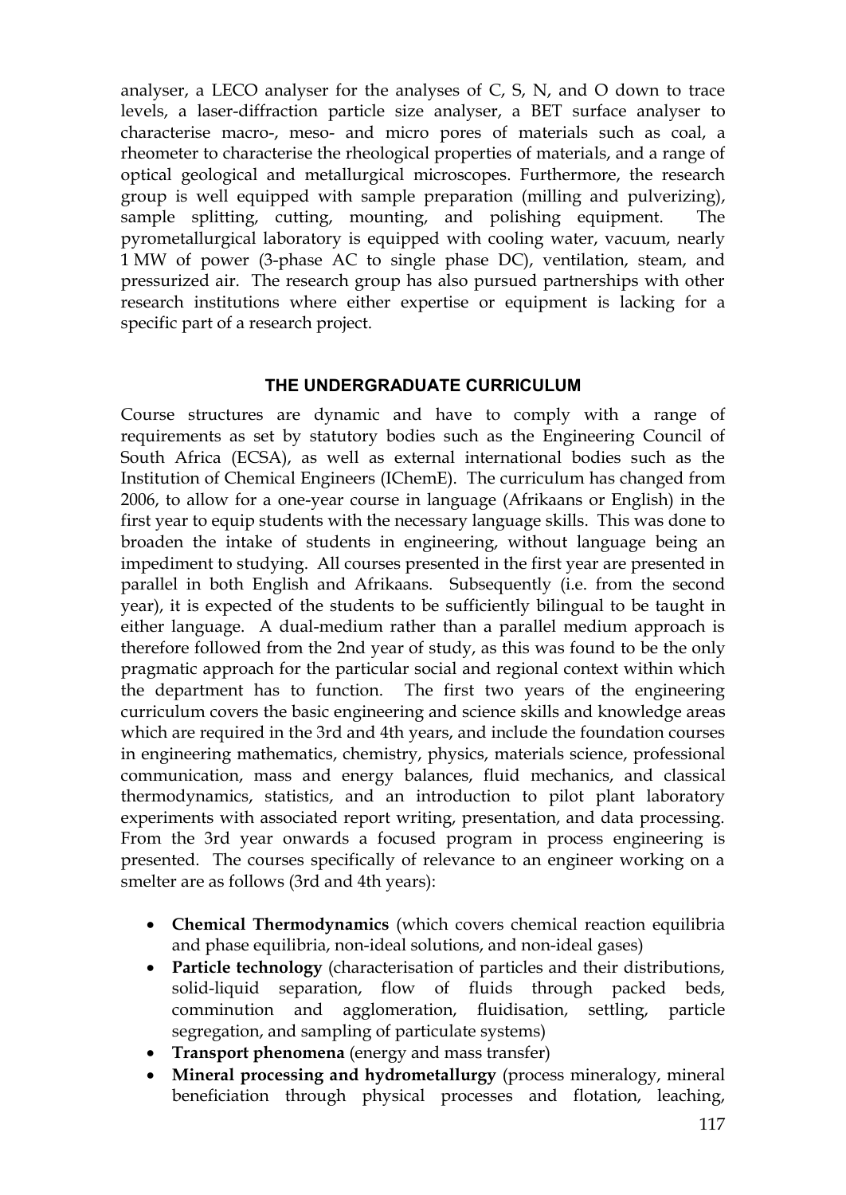analyser, a LECO analyser for the analyses of C, S, N, and O down to trace levels, a laser-diffraction particle size analyser, a BET surface analyser to characterise macro-, meso- and micro pores of materials such as coal, a rheometer to characterise the rheological properties of materials, and a range of optical geological and metallurgical microscopes. Furthermore, the research group is well equipped with sample preparation (milling and pulverizing), sample splitting, cutting, mounting, and polishing equipment. The pyrometallurgical laboratory is equipped with cooling water, vacuum, nearly 1 MW of power (3-phase AC to single phase DC), ventilation, steam, and pressurized air. The research group has also pursued partnerships with other research institutions where either expertise or equipment is lacking for a specific part of a research project.

## THE UNDERGRADUATE CURRICULUM

Course structures are dynamic and have to comply with a range of requirements as set by statutory bodies such as the Engineering Council of South Africa (ECSA), as well as external international bodies such as the Institution of Chemical Engineers (IChemE). The curriculum has changed from 2006, to allow for a one-year course in language (Afrikaans or English) in the first year to equip students with the necessary language skills. This was done to broaden the intake of students in engineering, without language being an impediment to studying. All courses presented in the first year are presented in parallel in both English and Afrikaans. Subsequently (i.e. from the second year), it is expected of the students to be sufficiently bilingual to be taught in either language. A dual-medium rather than a parallel medium approach is therefore followed from the 2nd year of study, as this was found to be the only pragmatic approach for the particular social and regional context within which the department has to function. The first two years of the engineering curriculum covers the basic engineering and science skills and knowledge areas which are required in the 3rd and 4th years, and include the foundation courses in engineering mathematics, chemistry, physics, materials science, professional communication, mass and energy balances, fluid mechanics, and classical thermodynamics, statistics, and an introduction to pilot plant laboratory experiments with associated report writing, presentation, and data processing. From the 3rd year onwards a focused program in process engineering is presented. The courses specifically of relevance to an engineer working on a smelter are as follows (3rd and 4th years):

- **Chemical Thermodynamics** (which covers chemical reaction equilibria and phase equilibria, non-ideal solutions, and non-ideal gases)
- **Particle technology** (characterisation of particles and their distributions, solid-liquid separation, flow of fluids through packed beds, comminution and agglomeration, fluidisation, settling, particle segregation, and sampling of particulate systems)
- **Transport phenomena** (energy and mass transfer)
- **Mineral processing and hydrometallurgy** (process mineralogy, mineral beneficiation through physical processes and flotation, leaching,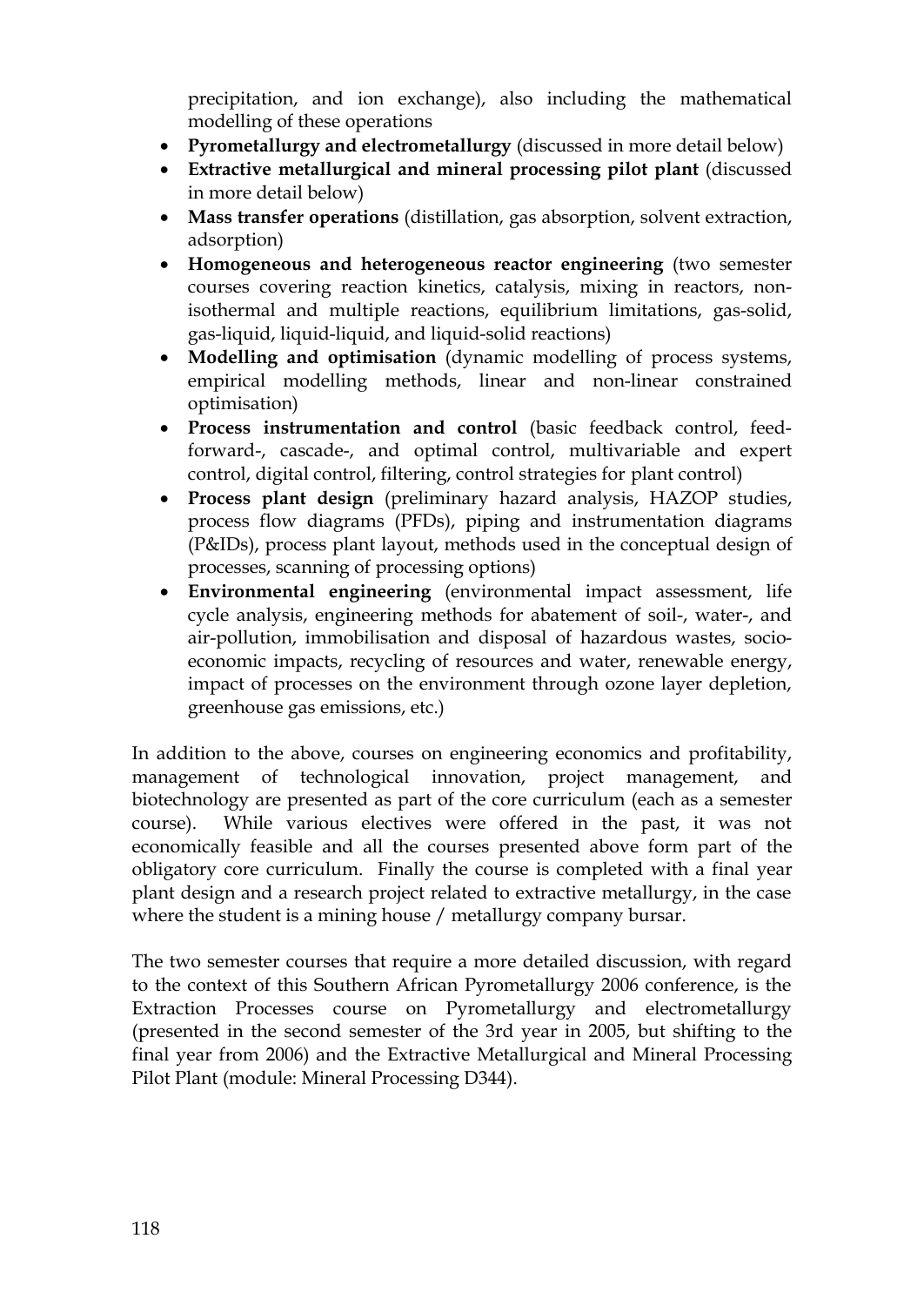precipitation, and ion exchange), also including the mathematical modelling of these operations

- **Pyrometallurgy and electrometallurgy** (discussed in more detail below)
- **Extractive metallurgical and mineral processing pilot plant** (discussed in more detail below)
- **Mass transfer operations** (distillation, gas absorption, solvent extraction, adsorption)
- **Homogeneous and heterogeneous reactor engineering** (two semester courses covering reaction kinetics, catalysis, mixing in reactors, non-isothermal and multiple reactions, equilibrium limitations, gas-solid, gas-liquid, liquid-liquid, and liquid-solid reactions)
- **Modelling and optimisation** (dynamic modelling of process systems, empirical modelling methods, linear and non-linear constrained optimisation)
- **Process instrumentation and control** (basic feedback control, feed-forward-, cascade-, and optimal control, multivariable and expert control, digital control, filtering, control strategies for plant control)
- **Process plant design** (preliminary hazard analysis, HAZOP studies, process flow diagrams (PFDs), piping and instrumentation diagrams (P&IDs), process plant layout, methods used in the conceptual design of processes, scanning of processing options)
- **Environmental engineering** (environmental impact assessment, life cycle analysis, engineering methods for abatement of soil-, water-, and air-pollution, immobilisation and disposal of hazardous wastes, socio-economic impacts, recycling of resources and water, renewable energy, impact of processes on the environment through ozone layer depletion, greenhouse gas emissions, etc.)

In addition to the above, courses on engineering economics and profitability, management of technological innovation, project management, and biotechnology are presented as part of the core curriculum (each as a semester course). While various electives were offered in the past, it was not economically feasible and all the courses presented above form part of the obligatory core curriculum. Finally the course is completed with a final year plant design and a research project related to extractive metallurgy, in the case where the student is a mining house / metallurgy company bursar.

The two semester courses that require a more detailed discussion, with regard to the context of this Southern African Pyrometallurgy 2006 conference, is the Extraction Processes course on Pyrometallurgy and electrometallurgy (presented in the second semester of the 3rd year in 2005, but shifting to the final year from 2006) and the Extractive Metallurgical and Mineral Processing Pilot Plant (module: Mineral Processing D344).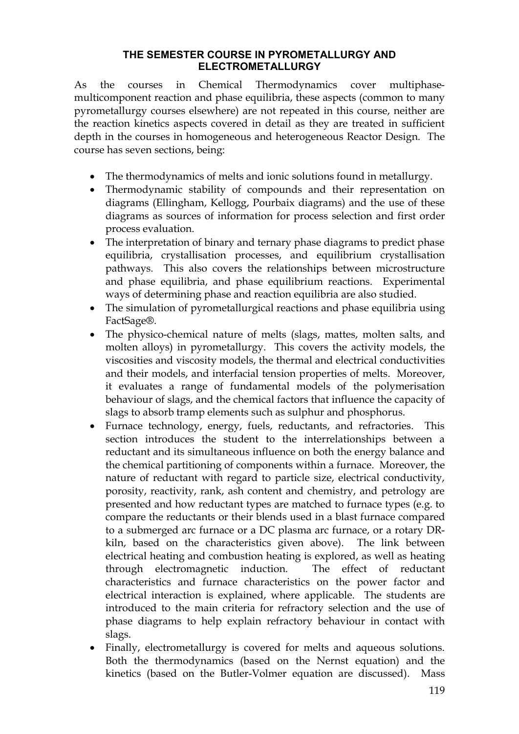## THE SEMESTER COURSE IN PYROMETALLURGY AND ELECTROMETALLURGY

As the courses in Chemical Thermodynamics cover multiphase-multicomponent reaction and phase equilibria, these aspects (common to many pyrometallurgy courses elsewhere) are not repeated in this course, neither are the reaction kinetics aspects covered in detail as they are treated in sufficient depth in the courses in homogeneous and heterogeneous Reactor Design. The course has seven sections, being:

- The thermodynamics of melts and ionic solutions found in metallurgy.
- Thermodynamic stability of compounds and their representation on diagrams (Ellingham, Kellogg, Pourbaix diagrams) and the use of these diagrams as sources of information for process selection and first order process evaluation.
- The interpretation of binary and ternary phase diagrams to predict phase equilibria, crystallisation processes, and equilibrium crystallisation pathways. This also covers the relationships between microstructure and phase equilibria, and phase equilibrium reactions. Experimental ways of determining phase and reaction equilibria are also studied.
- The simulation of pyrometallurgical reactions and phase equilibria using FactSage®.
- The physico-chemical nature of melts (slags, mattes, molten salts, and molten alloys) in pyrometallurgy. This covers the activity models, the viscosities and viscosity models, the thermal and electrical conductivities and their models, and interfacial tension properties of melts. Moreover, it evaluates a range of fundamental models of the polymerisation behaviour of slags, and the chemical factors that influence the capacity of slags to absorb tramp elements such as sulphur and phosphorus.
- Furnace technology, energy, fuels, reductants, and refractories. This section introduces the student to the interrelationships between a reductant and its simultaneous influence on both the energy balance and the chemical partitioning of components within a furnace. Moreover, the nature of reductant with regard to particle size, electrical conductivity, porosity, reactivity, rank, ash content and chemistry, and petrology are presented and how reductant types are matched to furnace types (e.g. to compare the reductants or their blends used in a blast furnace compared to a submerged arc furnace or a DC plasma arc furnace, or a rotary DR-kiln, based on the characteristics given above). The link between electrical heating and combustion heating is explored, as well as heating through electromagnetic induction. The effect of reductant characteristics and furnace characteristics on the power factor and electrical interaction is explained, where applicable. The students are introduced to the main criteria for refractory selection and the use of phase diagrams to help explain refractory behaviour in contact with slags.
- Finally, electrometallurgy is covered for melts and aqueous solutions. Both the thermodynamics (based on the Nernst equation) and the kinetics (based on the Butler-Volmer equation are discussed). Mass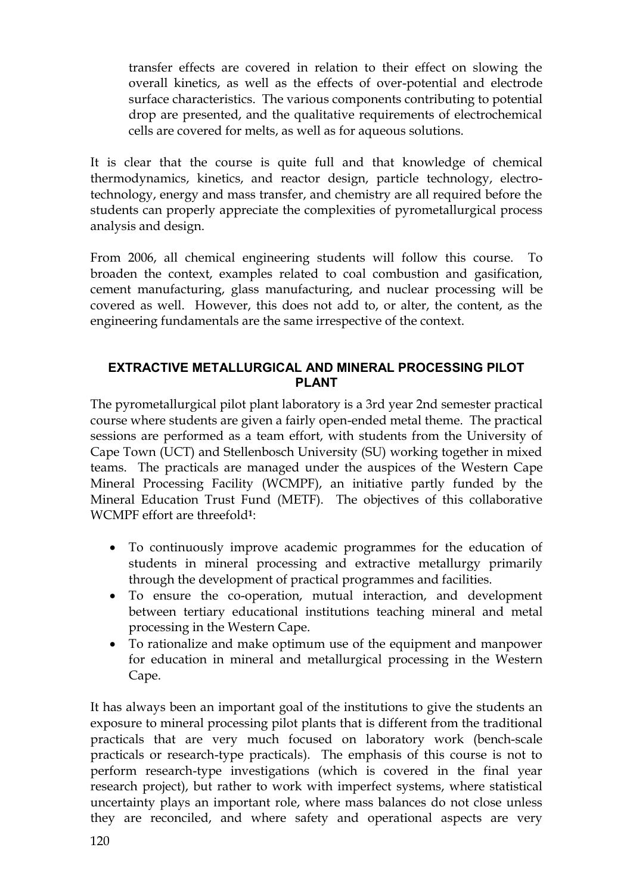transfer effects are covered in relation to their effect on slowing the overall kinetics, as well as the effects of over-potential and electrode surface characteristics. The various components contributing to potential drop are presented, and the qualitative requirements of electrochemical cells are covered for melts, as well as for aqueous solutions.

It is clear that the course is quite full and that knowledge of chemical thermodynamics, kinetics, and reactor design, particle technology, electro-technology, energy and mass transfer, and chemistry are all required before the students can properly appreciate the complexities of pyrometallurgical process analysis and design.

From 2006, all chemical engineering students will follow this course. To broaden the context, examples related to coal combustion and gasification, cement manufacturing, glass manufacturing, and nuclear processing will be covered as well. However, this does not add to, or alter, the content, as the engineering fundamentals are the same irrespective of the context.

## EXTRACTIVE METALLURGICAL AND MINERAL PROCESSING PILOT PLANT

The pyrometallurgical pilot plant laboratory is a 3rd year 2nd semester practical course where students are given a fairly open-ended metal theme. The practical sessions are performed as a team effort, with students from the University of Cape Town (UCT) and Stellenbosch University (SU) working together in mixed teams. The practicals are managed under the auspices of the Western Cape Mineral Processing Facility (WCMPF), an initiative partly funded by the Mineral Education Trust Fund (METF). The objectives of this collaborative WCMPF effort are threefold[1]:

- To continuously improve academic programmes for the education of students in mineral processing and extractive metallurgy primarily through the development of practical programmes and facilities.
- To ensure the co-operation, mutual interaction, and development between tertiary educational institutions teaching mineral and metal processing in the Western Cape.
- To rationalize and make optimum use of the equipment and manpower for education in mineral and metallurgical processing in the Western Cape.

It has always been an important goal of the institutions to give the students an exposure to mineral processing pilot plants that is different from the traditional practicals that are very much focused on laboratory work (bench-scale practicals or research-type practicals). The emphasis of this course is not to perform research-type investigations (which is covered in the final year research project), but rather to work with imperfect systems, where statistical uncertainty plays an important role, where mass balances do not close unless they are reconciled, and where safety and operational aspects are very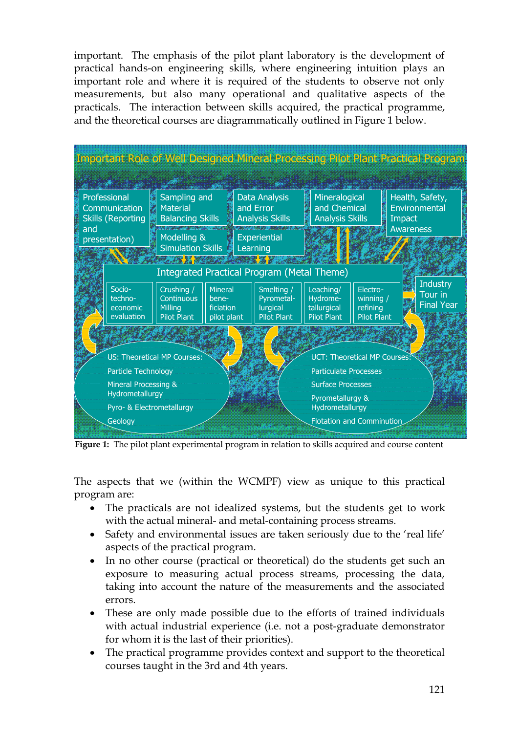important. The emphasis of the pilot plant laboratory is the development of practical hands-on engineering skills, where engineering intuition plays an important role and where it is required of the students to observe not only measurements, but also many operational and qualitative aspects of the practicals. The interaction between skills acquired, the practical programme, and the theoretical courses are diagrammatically outlined in Figure 1 below.

**Figure 1:** The pilot plant experimental program in relation to skills acquired and course content

The aspects that we (within the WCMPF) view as unique to this practical program are:

- The practicals are not idealized systems, but the students get to work with the actual mineral- and metal-containing process streams.
- Safety and environmental issues are taken seriously due to the 'real life' aspects of the practical program.
- In no other course (practical or theoretical) do the students get such an exposure to measuring actual process streams, processing the data, taking into account the nature of the measurements and the associated errors.
- These are only made possible due to the efforts of trained individuals with actual industrial experience (i.e. not a post-graduate demonstrator for whom it is the last of their priorities).
- The practical programme provides context and support to the theoretical courses taught in the 3rd and 4th years.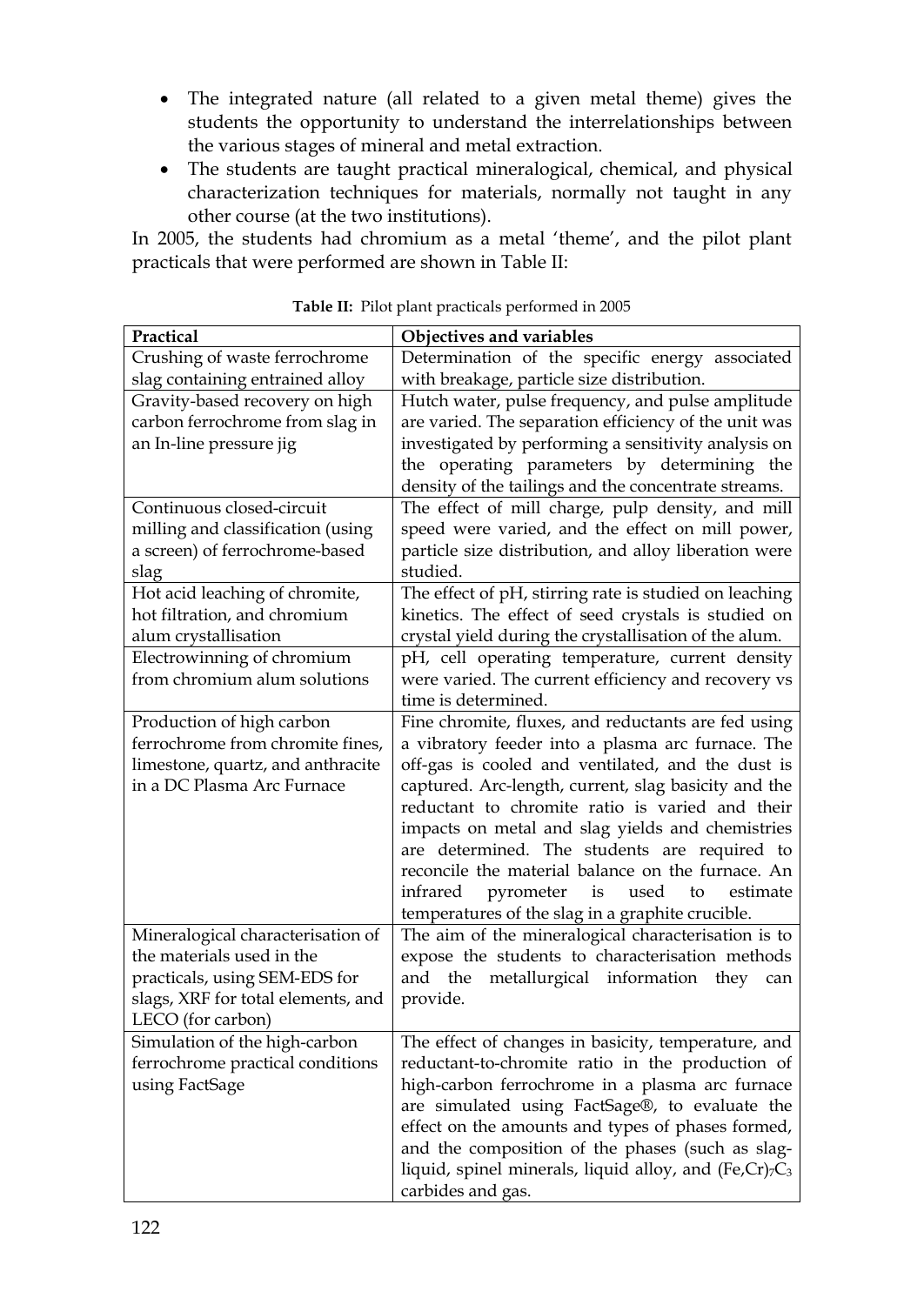- The integrated nature (all related to a given metal theme) gives the students the opportunity to understand the interrelationships between the various stages of mineral and metal extraction.
- The students are taught practical mineralogical, chemical, and physical characterization techniques for materials, normally not taught in any other course (at the two institutions).

In 2005, the students had chromium as a metal 'theme', and the pilot plant practicals that were performed are shown in Table II:

**Table II:** Pilot plant practicals performed in 2005

| Practical | Objectives and variables |
|---|---|
| Crushing of waste ferrochrome slag containing entrained alloy | Determination of the specific energy associated with breakage, particle size distribution. |
| Gravity-based recovery on high carbon ferrochrome from slag in an In-line pressure jig | Hutch water, pulse frequency, and pulse amplitude are varied. The separation efficiency of the unit was investigated by performing a sensitivity analysis on the operating parameters by determining the density of the tailings and the concentrate streams. |
| Continuous closed-circuit milling and classification (using a screen) of ferrochrome-based slag | The effect of mill charge, pulp density, and mill speed were varied, and the effect on mill power, particle size distribution, and alloy liberation were studied. |
| Hot acid leaching of chromite, hot filtration, and chromium alum crystallisation | The effect of pH, stirring rate is studied on leaching kinetics. The effect of seed crystals is studied on crystal yield during the crystallisation of the alum. |
| Electrowinning of chromium from chromium alum solutions | pH, cell operating temperature, current density were varied. The current efficiency and recovery vs time is determined. |
| Production of high carbon ferrochrome from chromite fines, limestone, quartz, and anthracite in a DC Plasma Arc Furnace | Fine chromite, fluxes, and reductants are fed using a vibratory feeder into a plasma arc furnace. The off-gas is cooled and ventilated, and the dust is captured. Arc-length, current, slag basicity and the reductant to chromite ratio is varied and their impacts on metal and slag yields and chemistries are determined. The students are required to reconcile the material balance on the furnace. An infrared pyrometer is used to estimate temperatures of the slag in a graphite crucible. |
| Mineralogical characterisation of the materials used in the practicals, using SEM-EDS for slags, XRF for total elements, and LECO (for carbon) | The aim of the mineralogical characterisation is to expose the students to characterisation methods and the metallurgical information they can provide. |
| Simulation of the high-carbon ferrochrome practical conditions using FactSage | The effect of changes in basicity, temperature, and reductant-to-chromite ratio in the production of high-carbon ferrochrome in a plasma arc furnace are simulated using FactSage®, to evaluate the effect on the amounts and types of phases formed, and the composition of the phases (such as slag-liquid, spinel minerals, liquid alloy, and $(Fe,Cr)_7C_3$ carbides and gas. |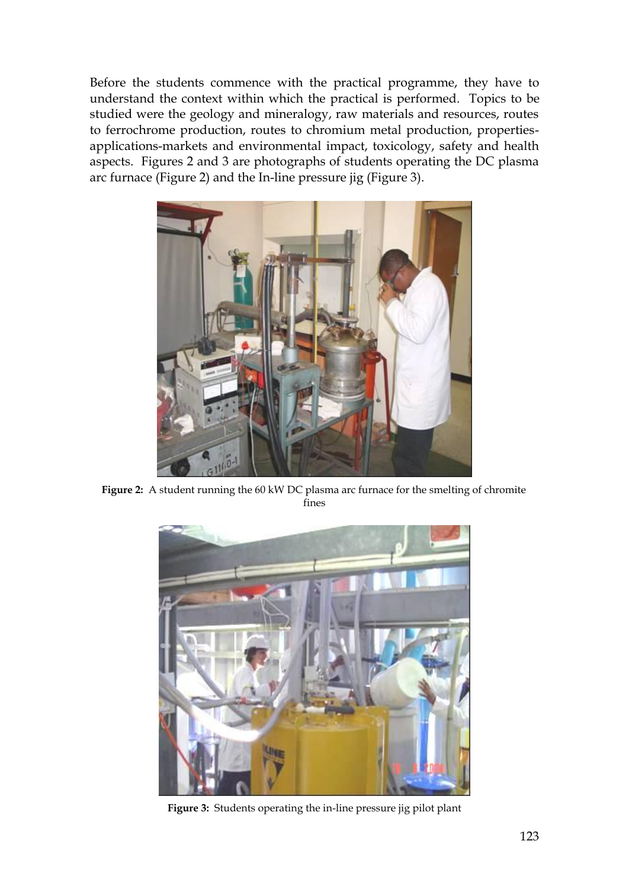Before the students commence with the practical programme, they have to understand the context within which the practical is performed. Topics to be studied were the geology and mineralogy, raw materials and resources, routes to ferrochrome production, routes to chromium metal production, properties-applications-markets and environmental impact, toxicology, safety and health aspects. Figures 2 and 3 are photographs of students operating the DC plasma arc furnace (Figure 2) and the In-line pressure jig (Figure 3).

**Figure 2:** A student running the 60 kW DC plasma arc furnace for the smelting of chromite fines

**Figure 3:** Students operating the in-line pressure jig pilot plant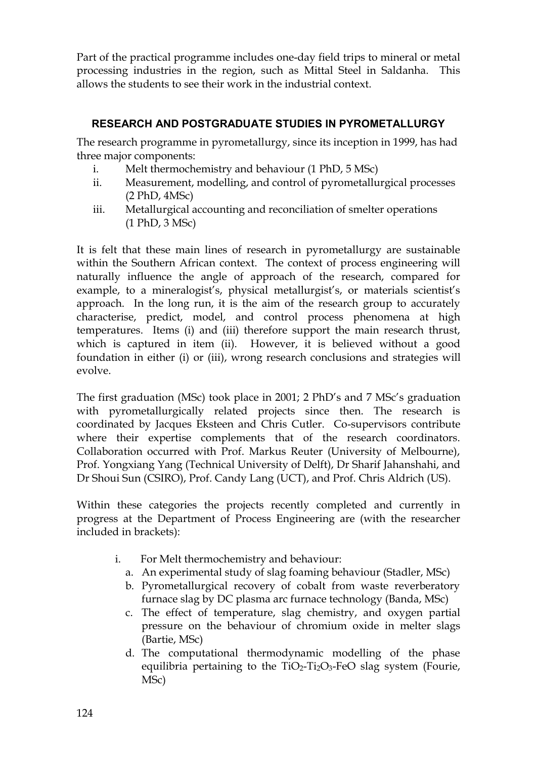Part of the practical programme includes one-day field trips to mineral or metal processing industries in the region, such as Mittal Steel in Saldanha. This allows the students to see their work in the industrial context.

## RESEARCH AND POSTGRADUATE STUDIES IN PYROMETALLURGY

The research programme in pyrometallurgy, since its inception in 1999, has had three major components:

i. Melt thermochemistry and behaviour (1 PhD, 5 MSc)
ii. Measurement, modelling, and control of pyrometallurgical processes (2 PhD, 4MSc)
iii. Metallurgical accounting and reconciliation of smelter operations (1 PhD, 3 MSc)

It is felt that these main lines of research in pyrometallurgy are sustainable within the Southern African context. The context of process engineering will naturally influence the angle of approach of the research, compared for example, to a mineralogist's, physical metallurgist's, or materials scientist's approach. In the long run, it is the aim of the research group to accurately characterise, predict, model, and control process phenomena at high temperatures. Items (i) and (iii) therefore support the main research thrust, which is captured in item (ii). However, it is believed without a good foundation in either (i) or (iii), wrong research conclusions and strategies will evolve.

The first graduation (MSc) took place in 2001; 2 PhD's and 7 MSc's graduation with pyrometallurgically related projects since then. The research is coordinated by Jacques Eksteen and Chris Cutler. Co-supervisors contribute where their expertise complements that of the research coordinators. Collaboration occurred with Prof. Markus Reuter (University of Melbourne), Prof. Yongxiang Yang (Technical University of Delft), Dr Sharif Jahanshahi, and Dr Shoui Sun (CSIRO), Prof. Candy Lang (UCT), and Prof. Chris Aldrich (US).

Within these categories the projects recently completed and currently in progress at the Department of Process Engineering are (with the researcher included in brackets):

i. For Melt thermochemistry and behaviour:
   a. An experimental study of slag foaming behaviour (Stadler, MSc)
   b. Pyrometallurgical recovery of cobalt from waste reverberatory furnace slag by DC plasma arc furnace technology (Banda, MSc)
   c. The effect of temperature, slag chemistry, and oxygen partial pressure on the behaviour of chromium oxide in melter slags (Bartie, MSc)
   d. The computational thermodynamic modelling of the phase equilibria pertaining to the $TiO_2$-$Ti_2O_3$-$FeO$ slag system (Fourie, MSc)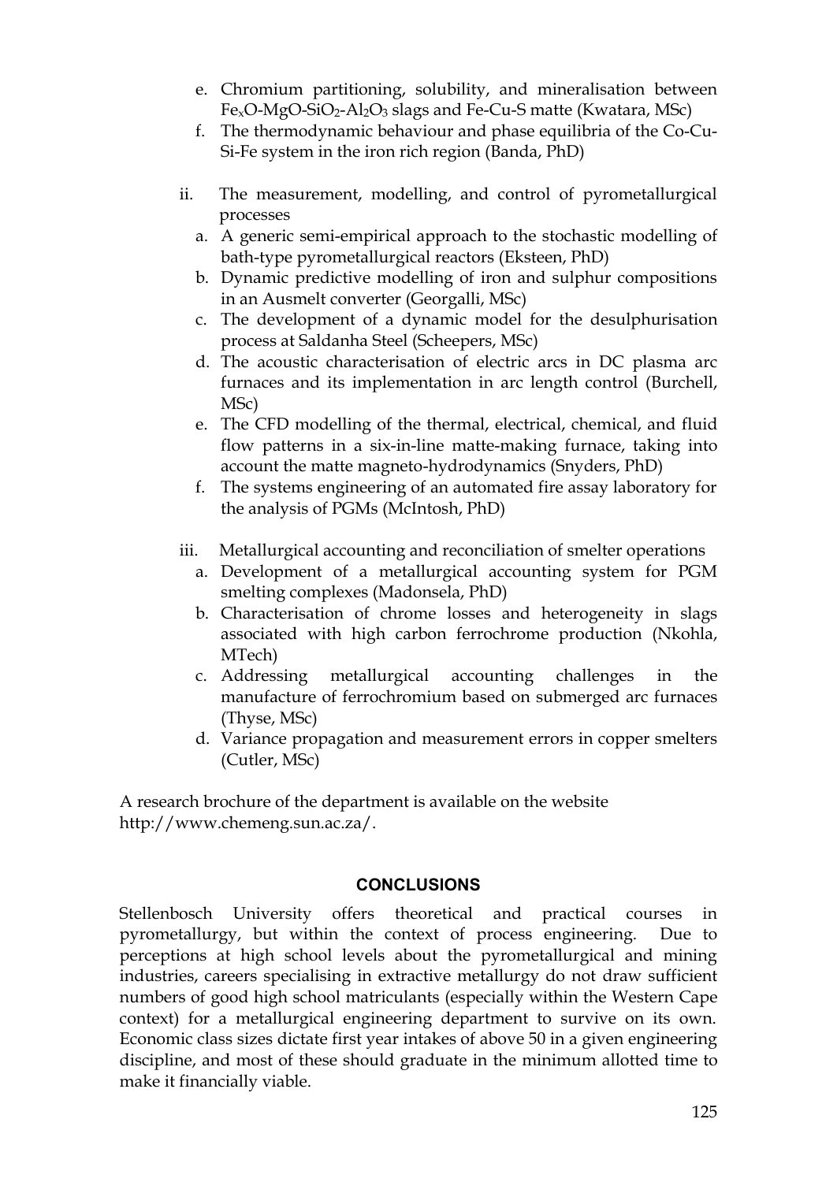e. Chromium partitioning, solubility, and mineralisation between $Fe_xO$-$MgO$-$SiO_2$-$Al_2O_3$ slags and Fe-Cu-S matte (Kwatara, MSc)
   f. The thermodynamic behaviour and phase equilibria of the Co-Cu-Si-Fe system in the iron rich region (Banda, PhD)

ii. The measurement, modelling, and control of pyrometallurgical processes
   a. A generic semi-empirical approach to the stochastic modelling of bath-type pyrometallurgical reactors (Eksteen, PhD)
   b. Dynamic predictive modelling of iron and sulphur compositions in an Ausmelt converter (Georgalli, MSc)
   c. The development of a dynamic model for the desulphurisation process at Saldanha Steel (Scheepers, MSc)
   d. The acoustic characterisation of electric arcs in DC plasma arc furnaces and its implementation in arc length control (Burchell, MSc)
   e. The CFD modelling of the thermal, electrical, chemical, and fluid flow patterns in a six-in-line matte-making furnace, taking into account the matte magneto-hydrodynamics (Snyders, PhD)
   f. The systems engineering of an automated fire assay laboratory for the analysis of PGMs (McIntosh, PhD)

iii. Metallurgical accounting and reconciliation of smelter operations
   a. Development of a metallurgical accounting system for PGM smelting complexes (Madonsela, PhD)
   b. Characterisation of chrome losses and heterogeneity in slags associated with high carbon ferrochrome production (Nkohla, MTech)
   c. Addressing metallurgical accounting challenges in the manufacture of ferrochromium based on submerged arc furnaces (Thyse, MSc)
   d. Variance propagation and measurement errors in copper smelters (Cutler, MSc)

A research brochure of the department is available on the website http://www.chemeng.sun.ac.za/.

## CONCLUSIONS

Stellenbosch University offers theoretical and practical courses in pyrometallurgy, but within the context of process engineering. Due to perceptions at high school levels about the pyrometallurgical and mining industries, careers specialising in extractive metallurgy do not draw sufficient numbers of good high school matriculants (especially within the Western Cape context) for a metallurgical engineering department to survive on its own. Economic class sizes dictate first year intakes of above 50 in a given engineering discipline, and most of these should graduate in the minimum allotted time to make it financially viable.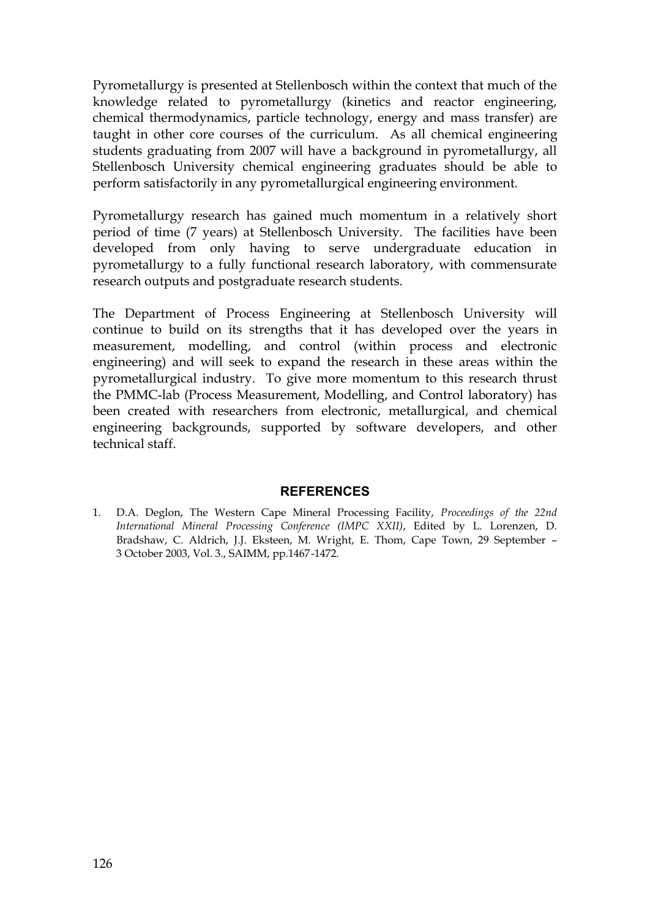Pyrometallurgy is presented at Stellenbosch within the context that much of the knowledge related to pyrometallurgy (kinetics and reactor engineering, chemical thermodynamics, particle technology, energy and mass transfer) are taught in other core courses of the curriculum. As all chemical engineering students graduating from 2007 will have a background in pyrometallurgy, all Stellenbosch University chemical engineering graduates should be able to perform satisfactorily in any pyrometallurgical engineering environment.

Pyrometallurgy research has gained much momentum in a relatively short period of time (7 years) at Stellenbosch University. The facilities have been developed from only having to serve undergraduate education in pyrometallurgy to a fully functional research laboratory, with commensurate research outputs and postgraduate research students.

The Department of Process Engineering at Stellenbosch University will continue to build on its strengths that it has developed over the years in measurement, modelling, and control (within process and electronic engineering) and will seek to expand the research in these areas within the pyrometallurgical industry. To give more momentum to this research thrust the PMMC-lab (Process Measurement, Modelling, and Control laboratory) has been created with researchers from electronic, metallurgical, and chemical engineering backgrounds, supported by software developers, and other technical staff.

## REFERENCES

1. D.A. Deglon, The Western Cape Mineral Processing Facility, *Proceedings of the 22nd International Mineral Processing Conference (IMPC XXII)*, Edited by L. Lorenzen, D. Bradshaw, C. Aldrich, J.J. Eksteen, M. Wright, E. Thom, Cape Town, 29 September – 3 October 2003, Vol. 3., SAIMM, pp.1467-1472.